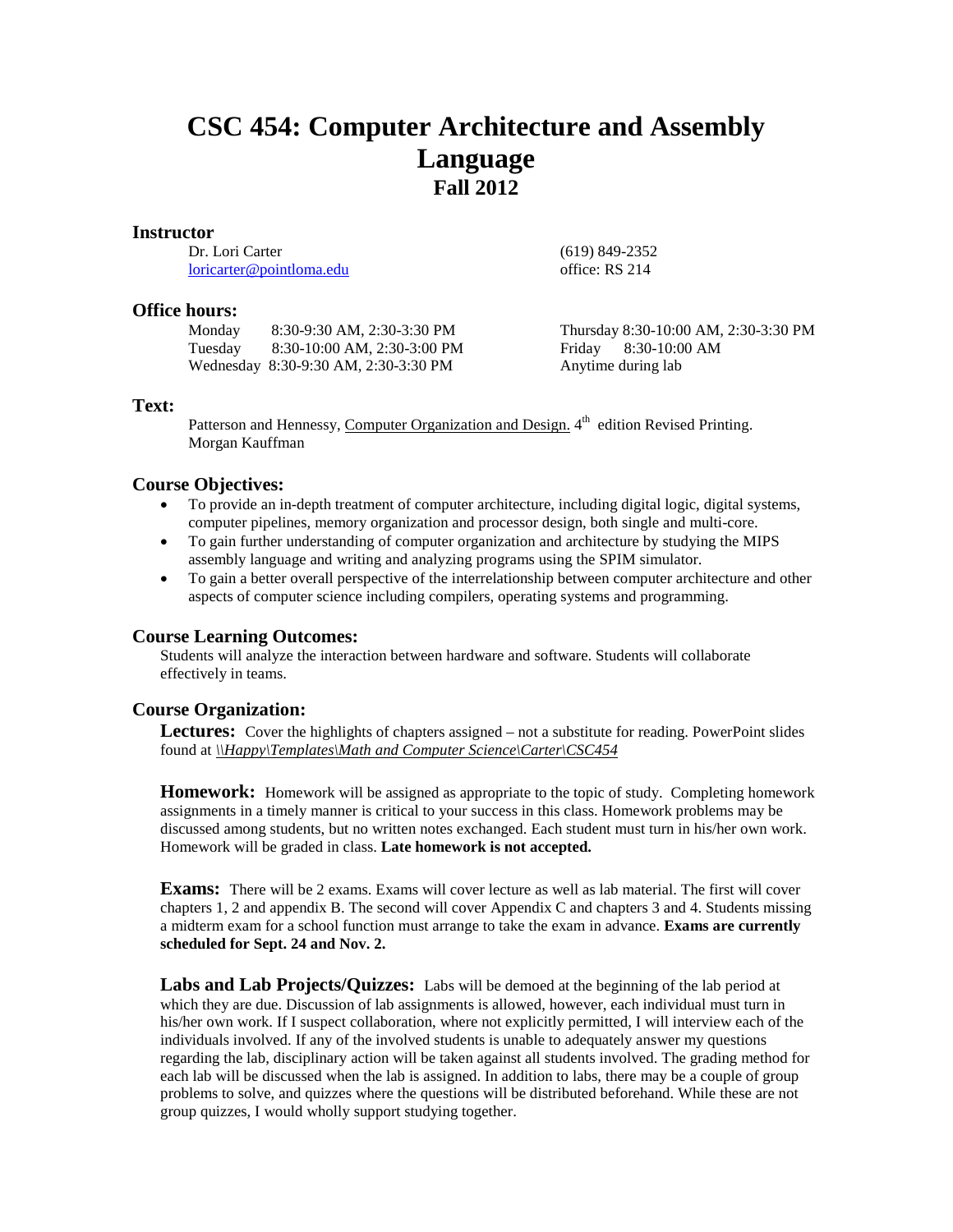# CSC 454: Computer Architecture and Assembly Language
## Fall 2012

### Instructor

Dr. Lori Carter
loricarter@pointloma.edu

(619) 849-2352
office: RS 214

### Office hours:

Monday 8:30-9:30 AM, 2:30-3:30 PM
Tuesday 8:30-10:00 AM, 2:30-3:00 PM
Wednesday 8:30-9:30 AM, 2:30-3:30 PM
Thursday 8:30-10:00 AM, 2:30-3:30 PM
Friday 8:30-10:00 AM
Anytime during lab

### Text:

Patterson and Hennessy, Computer Organization and Design. 4th edition Revised Printing. Morgan Kauffman

### Course Objectives:

- To provide an in-depth treatment of computer architecture, including digital logic, digital systems, computer pipelines, memory organization and processor design, both single and multi-core.
- To gain further understanding of computer organization and architecture by studying the MIPS assembly language and writing and analyzing programs using the SPIM simulator.
- To gain a better overall perspective of the interrelationship between computer architecture and other aspects of computer science including compilers, operating systems and programming.

### Course Learning Outcomes:

Students will analyze the interaction between hardware and software. Students will collaborate effectively in teams.

### Course Organization:

**Lectures:** Cover the highlights of chapters assigned – not a substitute for reading. PowerPoint slides found at *\\Happy\Templates\Math and Computer Science\Carter\CSC454*

**Homework:** Homework will be assigned as appropriate to the topic of study. Completing homework assignments in a timely manner is critical to your success in this class. Homework problems may be discussed among students, but no written notes exchanged. Each student must turn in his/her own work. Homework will be graded in class. **Late homework is not accepted.**

**Exams:** There will be 2 exams. Exams will cover lecture as well as lab material. The first will cover chapters 1, 2 and appendix B. The second will cover Appendix C and chapters 3 and 4. Students missing a midterm exam for a school function must arrange to take the exam in advance. **Exams are currently scheduled for Sept. 24 and Nov. 2.**

**Labs and Lab Projects/Quizzes:** Labs will be demoed at the beginning of the lab period at which they are due. Discussion of lab assignments is allowed, however, each individual must turn in his/her own work. If I suspect collaboration, where not explicitly permitted, I will interview each of the individuals involved. If any of the involved students is unable to adequately answer my questions regarding the lab, disciplinary action will be taken against all students involved. The grading method for each lab will be discussed when the lab is assigned. In addition to labs, there may be a couple of group problems to solve, and quizzes where the questions will be distributed beforehand. While these are not group quizzes, I would wholly support studying together.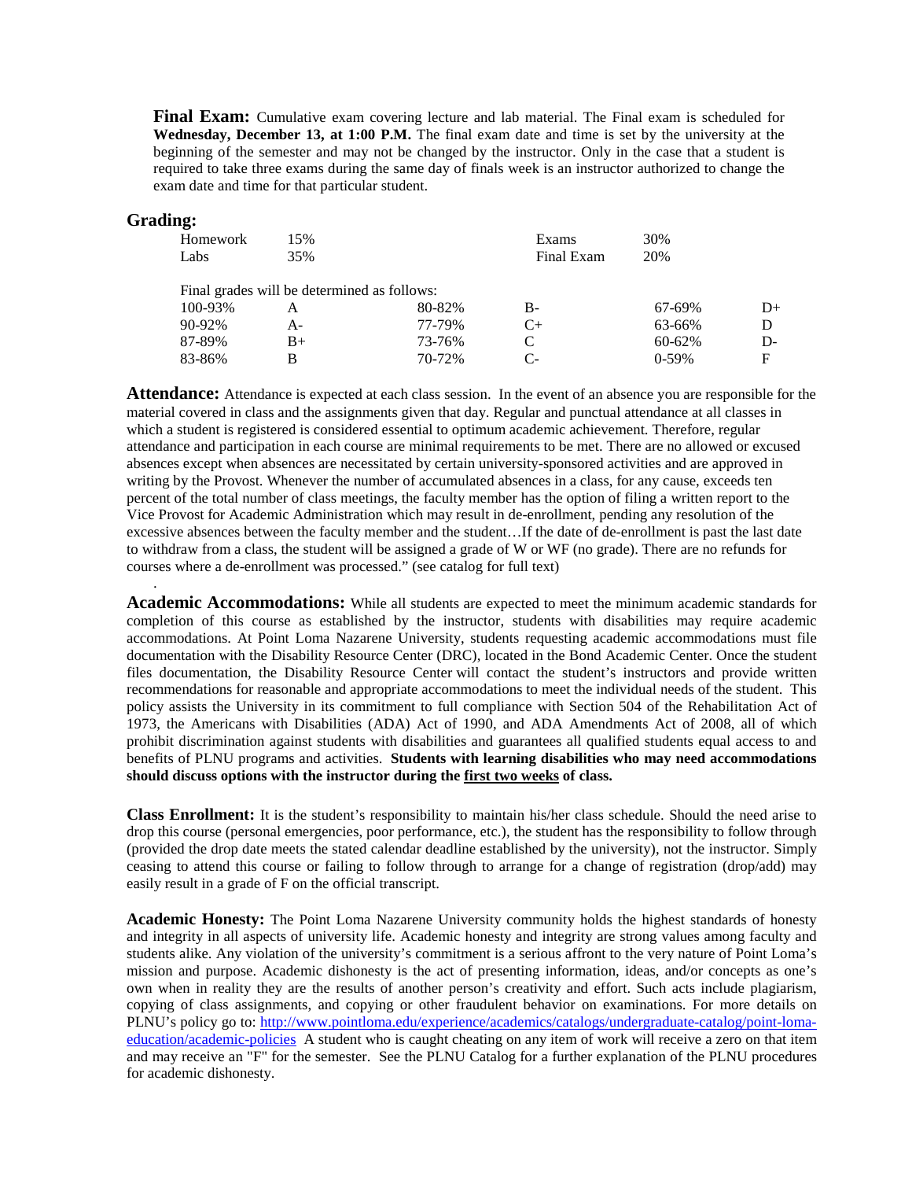**Final Exam:** Cumulative exam covering lecture and lab material. The Final exam is scheduled for **Wednesday, December 13, at 1:00 P.M.** The final exam date and time is set by the university at the beginning of the semester and may not be changed by the instructor. Only in the case that a student is required to take three exams during the same day of finals week is an instructor authorized to change the exam date and time for that particular student.

## Grading:

| | | | |
|---|---|---|---|
| Homework | 15% | Exams | 30% |
| Labs | 35% | Final Exam | 20% |

Final grades will be determined as follows:

| | | | | | |
|---|---|---|---|---|---|
| 100-93% | A | 80-82% | B- | 67-69% | D+ |
| 90-92% | A- | 77-79% | C+ | 63-66% | D |
| 87-89% | B+ | 73-76% | C | 60-62% | D- |
| 83-86% | B | 70-72% | C- | 0-59% | F |

**Attendance:** Attendance is expected at each class session. In the event of an absence you are responsible for the material covered in class and the assignments given that day. Regular and punctual attendance at all classes in which a student is registered is considered essential to optimum academic achievement. Therefore, regular attendance and participation in each course are minimal requirements to be met. There are no allowed or excused absences except when absences are necessitated by certain university-sponsored activities and are approved in writing by the Provost. Whenever the number of accumulated absences in a class, for any cause, exceeds ten percent of the total number of class meetings, the faculty member has the option of filing a written report to the Vice Provost for Academic Administration which may result in de-enrollment, pending any resolution of the excessive absences between the faculty member and the student…If the date of de-enrollment is past the last date to withdraw from a class, the student will be assigned a grade of W or WF (no grade). There are no refunds for courses where a de-enrollment was processed." (see catalog for full text)

**Academic Accommodations:** While all students are expected to meet the minimum academic standards for completion of this course as established by the instructor, students with disabilities may require academic accommodations. At Point Loma Nazarene University, students requesting academic accommodations must file documentation with the Disability Resource Center (DRC), located in the Bond Academic Center. Once the student files documentation, the Disability Resource Center will contact the student's instructors and provide written recommendations for reasonable and appropriate accommodations to meet the individual needs of the student. This policy assists the University in its commitment to full compliance with Section 504 of the Rehabilitation Act of 1973, the Americans with Disabilities (ADA) Act of 1990, and ADA Amendments Act of 2008, all of which prohibit discrimination against students with disabilities and guarantees all qualified students equal access to and benefits of PLNU programs and activities. **Students with learning disabilities who may need accommodations should discuss options with the instructor during the first two weeks of class.**

**Class Enrollment:** It is the student's responsibility to maintain his/her class schedule. Should the need arise to drop this course (personal emergencies, poor performance, etc.), the student has the responsibility to follow through (provided the drop date meets the stated calendar deadline established by the university), not the instructor. Simply ceasing to attend this course or failing to follow through to arrange for a change of registration (drop/add) may easily result in a grade of F on the official transcript.

**Academic Honesty:** The Point Loma Nazarene University community holds the highest standards of honesty and integrity in all aspects of university life. Academic honesty and integrity are strong values among faculty and students alike. Any violation of the university's commitment is a serious affront to the very nature of Point Loma's mission and purpose. Academic dishonesty is the act of presenting information, ideas, and/or concepts as one's own when in reality they are the results of another person's creativity and effort. Such acts include plagiarism, copying of class assignments, and copying or other fraudulent behavior on examinations. For more details on PLNU's policy go to: http://www.pointloma.edu/experience/academics/catalogs/undergraduate-catalog/point-loma-education/academic-policies A student who is caught cheating on any item of work will receive a zero on that item and may receive an "F" for the semester. See the PLNU Catalog for a further explanation of the PLNU procedures for academic dishonesty.